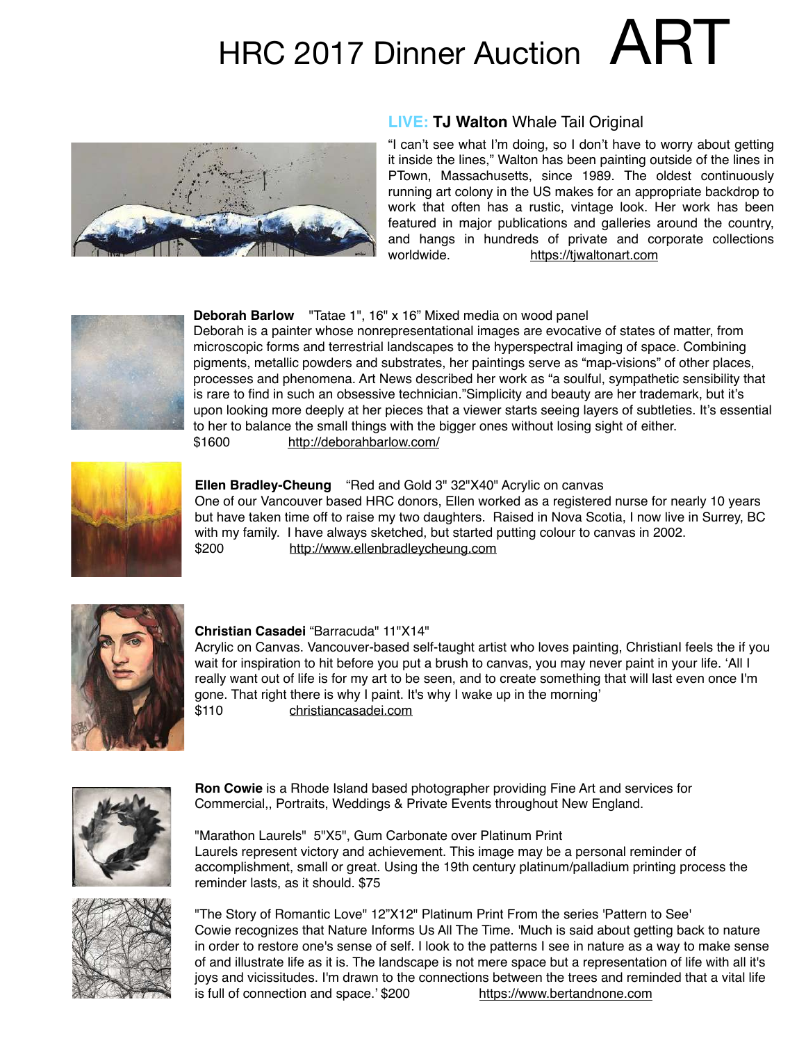# HRC 2017 Dinner Auction ART

## LIVE: **TJ Walton** Whale Tail Original

"I can't see what I'm doing, so I don't have to worry about getting it inside the lines," Walton has been painting outside of the lines in PTown, Massachusetts, since 1989. The oldest continuously running art colony in the US makes for an appropriate backdrop to work that often has a rustic, vintage look. Her work has been featured in major publications and galleries around the country, and hangs in hundreds of private and corporate collections worldwide. https://tjwaltonart.com

**Deborah Barlow** "Tatae 1", 16" x 16" Mixed media on wood panel
Deborah is a painter whose nonrepresentational images are evocative of states of matter, from microscopic forms and terrestrial landscapes to the hyperspectral imaging of space. Combining pigments, metallic powders and substrates, her paintings serve as "map-visions" of other places, processes and phenomena. Art News described her work as "a soulful, sympathetic sensibility that is rare to find in such an obsessive technician."Simplicity and beauty are her trademark, but it's upon looking more deeply at her pieces that a viewer starts seeing layers of subtleties. It's essential to her to balance the small things with the bigger ones without losing sight of either.
$1600 http://deborahbarlow.com/

**Ellen Bradley-Cheung** "Red and Gold 3" 32"X40" Acrylic on canvas
One of our Vancouver based HRC donors, Ellen worked as a registered nurse for nearly 10 years but have taken time off to raise my two daughters. Raised in Nova Scotia, I now live in Surrey, BC with my family. I have always sketched, but started putting colour to canvas in 2002.
$200 http://www.ellenbradleycheung.com

**Christian Casadei** "Barracuda" 11"X14"
Acrylic on Canvas. Vancouver-based self-taught artist who loves painting, ChristianI feels the if you wait for inspiration to hit before you put a brush to canvas, you may never paint in your life. 'All I really want out of life is for my art to be seen, and to create something that will last even once I'm gone. That right there is why I paint. It's why I wake up in the morning'
$110 christiancasadei.com

**Ron Cowie** is a Rhode Island based photographer providing Fine Art and services for Commercial,, Portraits, Weddings & Private Events throughout New England.

"Marathon Laurels" 5"X5", Gum Carbonate over Platinum Print
Laurels represent victory and achievement. This image may be a personal reminder of accomplishment, small or great. Using the 19th century platinum/palladium printing process the reminder lasts, as it should. $75

"The Story of Romantic Love" 12"X12" Platinum Print From the series 'Pattern to See'
Cowie recognizes that Nature Informs Us All The Time. 'Much is said about getting back to nature in order to restore one's sense of self. I look to the patterns I see in nature as a way to make sense of and illustrate life as it is. The landscape is not mere space but a representation of life with all it's joys and vicissitudes. I'm drawn to the connections between the trees and reminded that a vital life is full of connection and space.' $200 https://www.bertandnone.com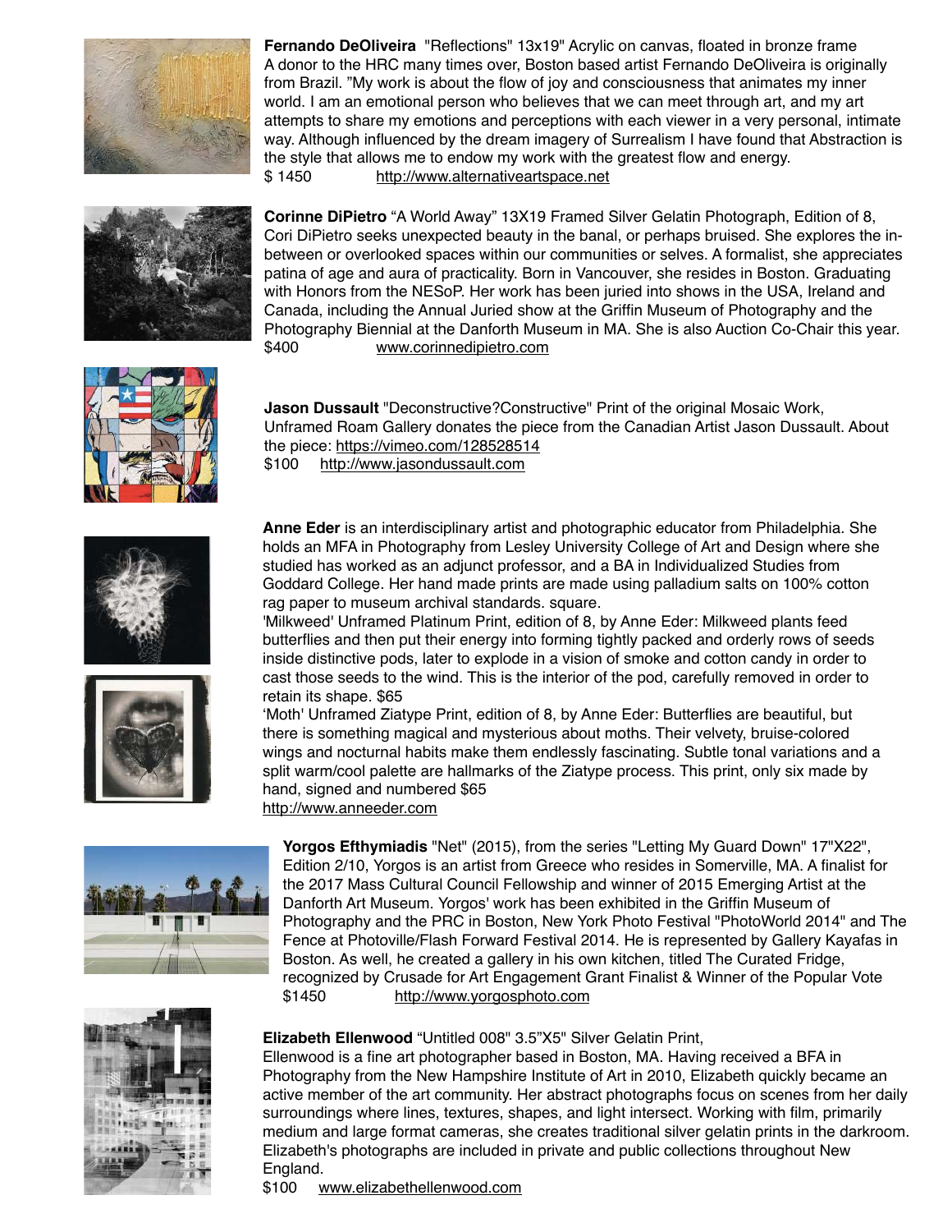**Fernando DeOliveira** "Reflections" 13x19" Acrylic on canvas, floated in bronze frame
A donor to the HRC many times over, Boston based artist Fernando DeOliveira is originally from Brazil. "My work is about the flow of joy and consciousness that animates my inner world. I am an emotional person who believes that we can meet through art, and my art attempts to share my emotions and perceptions with each viewer in a very personal, intimate way. Although influenced by the dream imagery of Surrealism I have found that Abstraction is the style that allows me to endow my work with the greatest flow and energy.
$ 1450 http://www.alternativeartspace.net

**Corinne DiPietro** "A World Away" 13X19 Framed Silver Gelatin Photograph, Edition of 8, Cori DiPietro seeks unexpected beauty in the banal, or perhaps bruised. She explores the in-between or overlooked spaces within our communities or selves. A formalist, she appreciates patina of age and aura of practicality. Born in Vancouver, she resides in Boston. Graduating with Honors from the NESoP. Her work has been juried into shows in the USA, Ireland and Canada, including the Annual Juried show at the Griffin Museum of Photography and the Photography Biennial at the Danforth Museum in MA. She is also Auction Co-Chair this year.
$400 www.corinnedipietro.com

**Jason Dussault** "Deconstructive?Constructive" Print of the original Mosaic Work, Unframed Roam Gallery donates the piece from the Canadian Artist Jason Dussault. About the piece: https://vimeo.com/128528514
$100 http://www.jasondussault.com

**Anne Eder** is an interdisciplinary artist and photographic educator from Philadelphia. She holds an MFA in Photography from Lesley University College of Art and Design where she studied has worked as an adjunct professor, and a BA in Individualized Studies from Goddard College. Her hand made prints are made using palladium salts on 100% cotton rag paper to museum archival standards. square.
'Milkweed' Unframed Platinum Print, edition of 8, by Anne Eder: Milkweed plants feed butterflies and then put their energy into forming tightly packed and orderly rows of seeds inside distinctive pods, later to explode in a vision of smoke and cotton candy in order to cast those seeds to the wind. This is the interior of the pod, carefully removed in order to retain its shape. $65
'Moth' Unframed Ziatype Print, edition of 8, by Anne Eder: Butterflies are beautiful, but there is something magical and mysterious about moths. Their velvety, bruise-colored wings and nocturnal habits make them endlessly fascinating. Subtle tonal variations and a split warm/cool palette are hallmarks of the Ziatype process. This print, only six made by hand, signed and numbered $65
http://www.anneeder.com

**Yorgos Efthymiadis** "Net" (2015), from the series "Letting My Guard Down" 17"X22", Edition 2/10, Yorgos is an artist from Greece who resides in Somerville, MA. A finalist for the 2017 Mass Cultural Council Fellowship and winner of 2015 Emerging Artist at the Danforth Art Museum. Yorgos' work has been exhibited in the Griffin Museum of Photography and the PRC in Boston, New York Photo Festival "PhotoWorld 2014" and The Fence at Photoville/Flash Forward Festival 2014. He is represented by Gallery Kayafas in Boston. As well, he created a gallery in his own kitchen, titled The Curated Fridge, recognized by Crusade for Art Engagement Grant Finalist & Winner of the Popular Vote
$1450 http://www.yorgosphoto.com

**Elizabeth Ellenwood** "Untitled 008" 3.5"X5" Silver Gelatin Print,
Ellenwood is a fine art photographer based in Boston, MA. Having received a BFA in Photography from the New Hampshire Institute of Art in 2010, Elizabeth quickly became an active member of the art community. Her abstract photographs focus on scenes from her daily surroundings where lines, textures, shapes, and light intersect. Working with film, primarily medium and large format cameras, she creates traditional silver gelatin prints in the darkroom. Elizabeth's photographs are included in private and public collections throughout New England.
$100 www.elizabethellenwood.com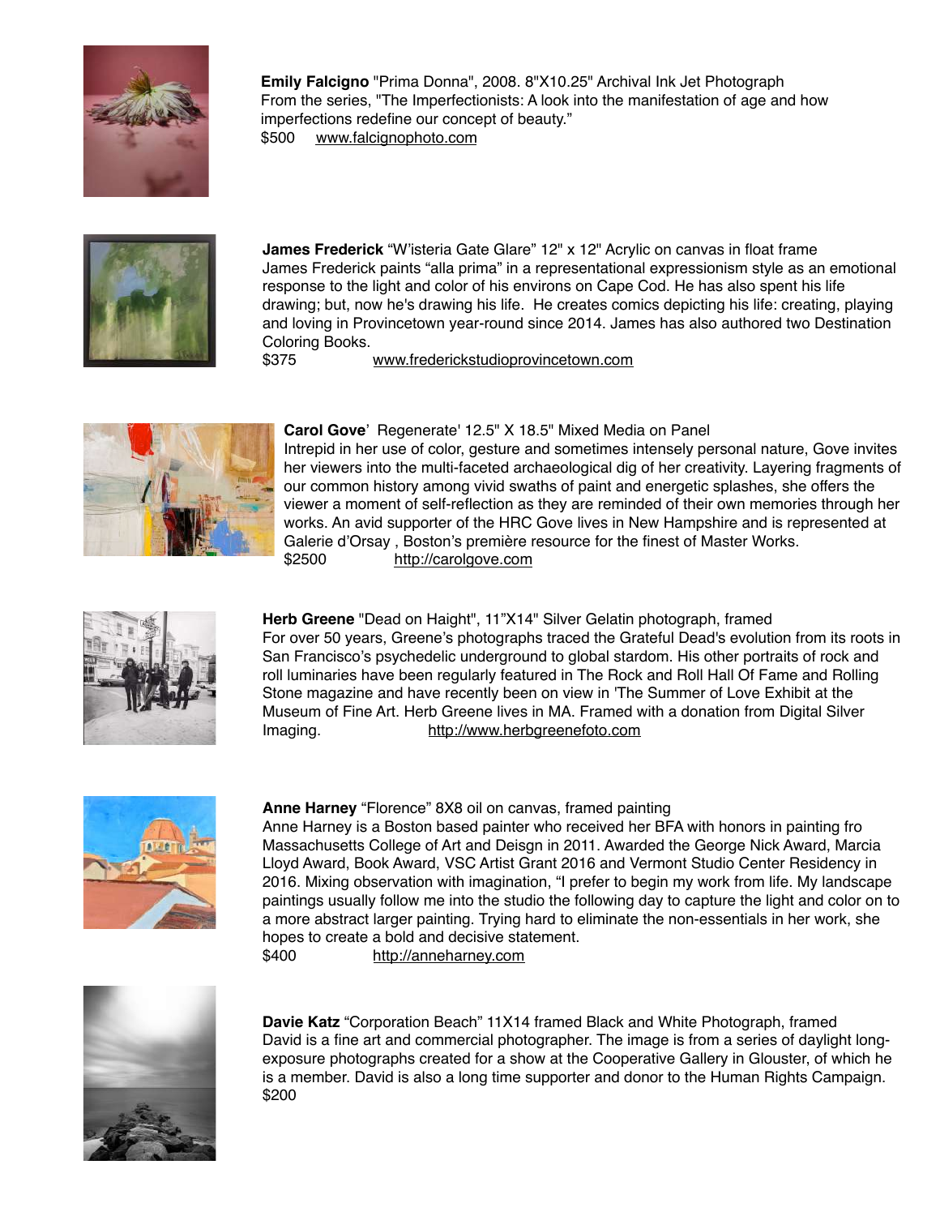**Emily Falcigno** "Prima Donna", 2008. 8"X10.25" Archival Ink Jet Photograph
From the series, "The Imperfectionists: A look into the manifestation of age and how imperfections redefine our concept of beauty."
$500 www.falcignophoto.com

**James Frederick** “W’isteria Gate Glare” 12" x 12" Acrylic on canvas in float frame
James Frederick paints “alla prima” in a representational expressionism style as an emotional response to the light and color of his environs on Cape Cod. He has also spent his life drawing; but, now he's drawing his life. He creates comics depicting his life: creating, playing and loving in Provincetown year-round since 2014. James has also authored two Destination Coloring Books.
$375 www.frederickstudioprovincetown.com

**Carol Gove**' Regenerate' 12.5" X 18.5" Mixed Media on Panel
Intrepid in her use of color, gesture and sometimes intensely personal nature, Gove invites her viewers into the multi-faceted archaeological dig of her creativity. Layering fragments of our common history among vivid swaths of paint and energetic splashes, she offers the viewer a moment of self-reflection as they are reminded of their own memories through her works. An avid supporter of the HRC Gove lives in New Hampshire and is represented at Galerie d’Orsay , Boston’s première resource for the finest of Master Works.
$2500 http://carolgove.com

**Herb Greene** "Dead on Haight", 11”X14" Silver Gelatin photograph, framed
For over 50 years, Greene’s photographs traced the Grateful Dead's evolution from its roots in San Francisco’s psychedelic underground to global stardom. His other portraits of rock and roll luminaries have been regularly featured in The Rock and Roll Hall Of Fame and Rolling Stone magazine and have recently been on view in 'The Summer of Love Exhibit at the Museum of Fine Art. Herb Greene lives in MA. Framed with a donation from Digital Silver Imaging. http://www.herbgreenefoto.com

**Anne Harney** “Florence” 8X8 oil on canvas, framed painting
Anne Harney is a Boston based painter who received her BFA with honors in painting fro Massachusetts College of Art and Deisgn in 2011. Awarded the George Nick Award, Marcia Lloyd Award, Book Award, VSC Artist Grant 2016 and Vermont Studio Center Residency in 2016. Mixing observation with imagination, “I prefer to begin my work from life. My landscape paintings usually follow me into the studio the following day to capture the light and color on to a more abstract larger painting. Trying hard to eliminate the non-essentials in her work, she hopes to create a bold and decisive statement.
$400 http://anneharney.com

**Davie Katz** “Corporation Beach” 11X14 framed Black and White Photograph, framed
David is a fine art and commercial photographer. The image is from a series of daylight long-exposure photographs created for a show at the Cooperative Gallery in Glouster, of which he is a member. David is also a long time supporter and donor to the Human Rights Campaign.
$200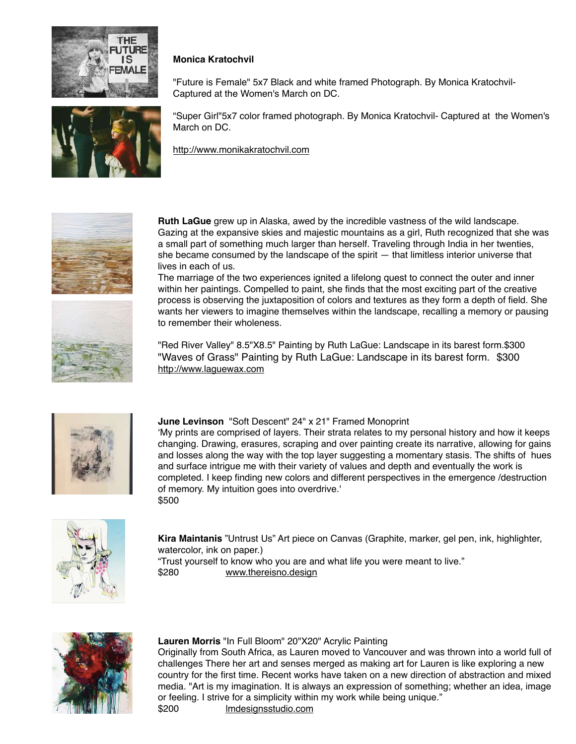**Monica Kratochvil**

"Future is Female" 5x7 Black and white framed Photograph. By Monica Kratochvil- Captured at the Women's March on DC.

"Super Girl"5x7 color framed photograph. By Monica Kratochvil- Captured at the Women's March on DC.

http://www.monikakratochvil.com

**Ruth LaGue** grew up in Alaska, awed by the incredible vastness of the wild landscape. Gazing at the expansive skies and majestic mountains as a girl, Ruth recognized that she was a small part of something much larger than herself. Traveling through India in her twenties, she became consumed by the landscape of the spirit — that limitless interior universe that lives in each of us.
The marriage of the two experiences ignited a lifelong quest to connect the outer and inner within her paintings. Compelled to paint, she finds that the most exciting part of the creative process is observing the juxtaposition of colors and textures as they form a depth of field. She wants her viewers to imagine themselves within the landscape, recalling a memory or pausing to remember their wholeness.

"Red River Valley" 8.5"X8.5" Painting by Ruth LaGue: Landscape in its barest form.$300
"Waves of Grass" Painting by Ruth LaGue: Landscape in its barest form. $300
http://www.laguewax.com

**June Levinson** "Soft Descent" 24" x 21" Framed Monoprint
'My prints are comprised of layers. Their strata relates to my personal history and how it keeps changing. Drawing, erasures, scraping and over painting create its narrative, allowing for gains and losses along the way with the top layer suggesting a momentary stasis. The shifts of hues and surface intrigue me with their variety of values and depth and eventually the work is completed. I keep finding new colors and different perspectives in the emergence /destruction of memory. My intuition goes into overdrive.'
$500

**Kira Maintanis** "Untrust Us" Art piece on Canvas (Graphite, marker, gel pen, ink, highlighter, watercolor, ink on paper.)
"Trust yourself to know who you are and what life you were meant to live."
$280 www.thereisno.design

**Lauren Morris** "In Full Bloom" 20"X20" Acrylic Painting
Originally from South Africa, as Lauren moved to Vancouver and was thrown into a world full of challenges There her art and senses merged as making art for Lauren is like exploring a new country for the first time. Recent works have taken on a new direction of abstraction and mixed media. "Art is my imagination. It is always an expression of something; whether an idea, image or feeling. I strive for a simplicity within my work while being unique."
$200 lmdesignsstudio.com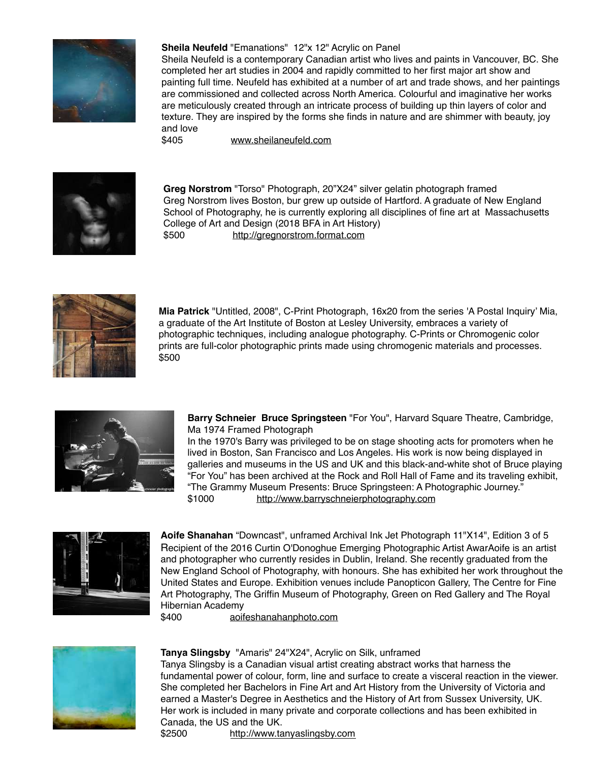**Sheila Neufeld** "Emanations" 12"x 12" Acrylic on Panel
Sheila Neufeld is a contemporary Canadian artist who lives and paints in Vancouver, BC. She completed her art studies in 2004 and rapidly committed to her first major art show and painting full time. Neufeld has exhibited at a number of art and trade shows, and her paintings are commissioned and collected across North America. Colourful and imaginative her works are meticulously created through an intricate process of building up thin layers of color and texture. They are inspired by the forms she finds in nature and are shimmer with beauty, joy and love
$405 www.sheilaneufeld.com

**Greg Norstrom** "Torso" Photograph, 20"X24" silver gelatin photograph framed
Greg Norstrom lives Boston, bur grew up outside of Hartford. A graduate of New England School of Photography, he is currently exploring all disciplines of fine art at Massachusetts College of Art and Design (2018 BFA in Art History)
$500 http://gregnorstrom.format.com

**Mia Patrick** "Untitled, 2008", C-Print Photograph, 16x20 from the series 'A Postal Inquiry' Mia, a graduate of the Art Institute of Boston at Lesley University, embraces a variety of photographic techniques, including analogue photography. C-Prints or Chromogenic color prints are full-color photographic prints made using chromogenic materials and processes.
$500

**Barry Schneier Bruce Springsteen** "For You", Harvard Square Theatre, Cambridge, Ma 1974 Framed Photograph
In the 1970's Barry was privileged to be on stage shooting acts for promoters when he lived in Boston, San Francisco and Los Angeles. His work is now being displayed in galleries and museums in the US and UK and this black-and-white shot of Bruce playing "For You" has been archived at the Rock and Roll Hall of Fame and its traveling exhibit, "The Grammy Museum Presents: Bruce Springsteen: A Photographic Journey."
$1000 http://www.barryschneierphotography.com

**Aoife Shanahan** "Downcast", unframed Archival Ink Jet Photograph 11"X14", Edition 3 of 5
Recipient of the 2016 Curtin O'Donoghue Emerging Photographic Artist AwarAoife is an artist and photographer who currently resides in Dublin, Ireland. She recently graduated from the New England School of Photography, with honours. She has exhibited her work throughout the United States and Europe. Exhibition venues include Panopticon Gallery, The Centre for Fine Art Photography, The Griffin Museum of Photography, Green on Red Gallery and The Royal Hibernian Academy
$400 aoifeshanahanphoto.com

**Tanya Slingsby** "Amaris" 24"X24", Acrylic on Silk, unframed
Tanya Slingsby is a Canadian visual artist creating abstract works that harness the fundamental power of colour, form, line and surface to create a visceral reaction in the viewer. She completed her Bachelors in Fine Art and Art History from the University of Victoria and earned a Master's Degree in Aesthetics and the History of Art from Sussex University, UK. Her work is included in many private and corporate collections and has been exhibited in Canada, the US and the UK.
$2500 http://www.tanyaslingsby.com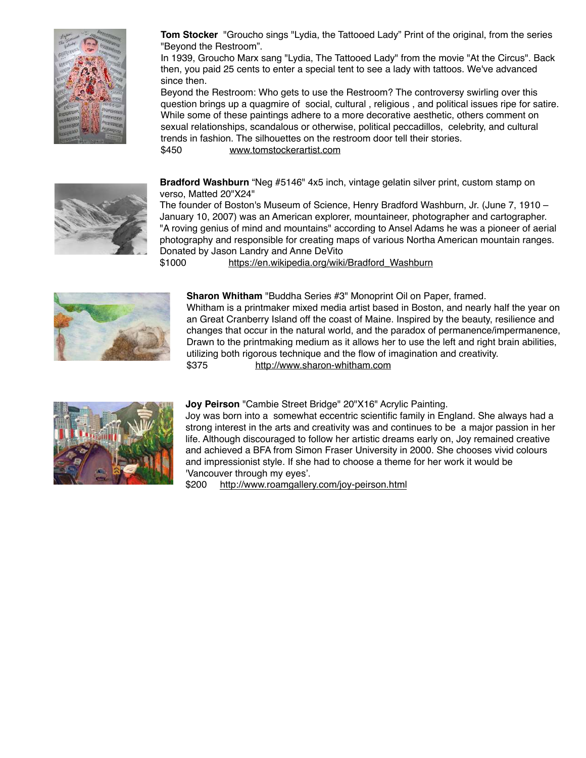**Tom Stocker** "Groucho sings "Lydia, the Tattooed Lady" Print of the original, from the series "Beyond the Restroom".
In 1939, Groucho Marx sang "Lydia, The Tattooed Lady" from the movie "At the Circus". Back then, you paid 25 cents to enter a special tent to see a lady with tattoos. We've advanced since then.
Beyond the Restroom: Who gets to use the Restroom? The controversy swirling over this question brings up a quagmire of social, cultural , religious , and political issues ripe for satire. While some of these paintings adhere to a more decorative aesthetic, others comment on sexual relationships, scandalous or otherwise, political peccadillos, celebrity, and cultural trends in fashion. The silhouettes on the restroom door tell their stories.
$450 www.tomstockerartist.com

**Bradford Washburn** "Neg #5146" 4x5 inch, vintage gelatin silver print, custom stamp on verso, Matted 20"X24"
The founder of Boston's Museum of Science, Henry Bradford Washburn, Jr. (June 7, 1910 – January 10, 2007) was an American explorer, mountaineer, photographer and cartographer. "A roving genius of mind and mountains" according to Ansel Adams he was a pioneer of aerial photography and responsible for creating maps of various Northa American mountain ranges.
Donated by Jason Landry and Anne DeVito
$1000 https://en.wikipedia.org/wiki/Bradford_Washburn

**Sharon Whitham** "Buddha Series #3" Monoprint Oil on Paper, framed.
Whitham is a printmaker mixed media artist based in Boston, and nearly half the year on an Great Cranberry Island off the coast of Maine. Inspired by the beauty, resilience and changes that occur in the natural world, and the paradox of permanence/impermanence, Drawn to the printmaking medium as it allows her to use the left and right brain abilities, utilizing both rigorous technique and the flow of imagination and creativity.
$375 http://www.sharon-whitham.com

**Joy Peirson** "Cambie Street Bridge" 20"X16" Acrylic Painting.
Joy was born into a somewhat eccentric scientific family in England. She always had a strong interest in the arts and creativity was and continues to be a major passion in her life. Although discouraged to follow her artistic dreams early on, Joy remained creative and achieved a BFA from Simon Fraser University in 2000. She chooses vivid colours and impressionist style. If she had to choose a theme for her work it would be 'Vancouver through my eyes'.
$200 http://www.roamgallery.com/joy-peirson.html